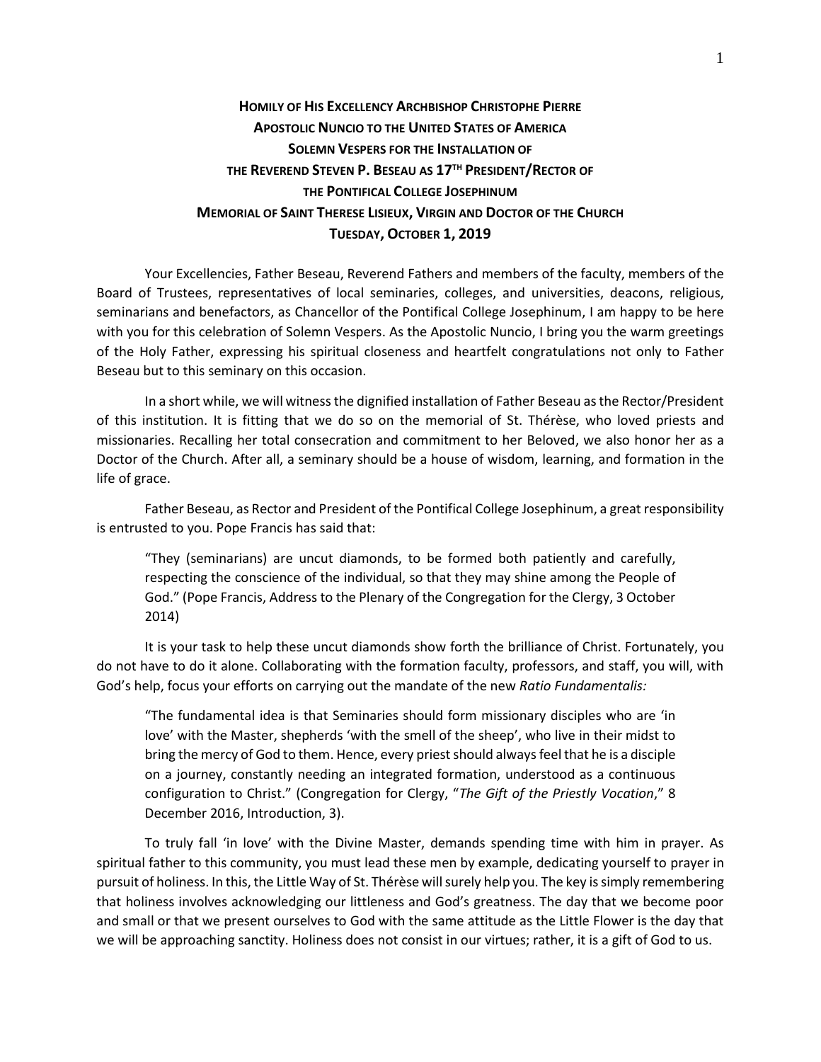# HOMILY OF HIS EXCELLENCY ARCHBISHOP CHRISTOPHE PIERRE
## APOSTOLIC NUNCIO TO THE UNITED STATES OF AMERICA
## SOLEMN VESPERS FOR THE INSTALLATION OF THE REVEREND STEVEN P. BESEAU AS 17TH PRESIDENT/RECTOR OF THE PONTIFICAL COLLEGE JOSEPHINUM
## MEMORIAL OF SAINT THERESE LISIEUX, VIRGIN AND DOCTOR OF THE CHURCH
## TUESDAY, OCTOBER 1, 2019

Your Excellencies, Father Beseau, Reverend Fathers and members of the faculty, members of the Board of Trustees, representatives of local seminaries, colleges, and universities, deacons, religious, seminarians and benefactors, as Chancellor of the Pontifical College Josephinum, I am happy to be here with you for this celebration of Solemn Vespers. As the Apostolic Nuncio, I bring you the warm greetings of the Holy Father, expressing his spiritual closeness and heartfelt congratulations not only to Father Beseau but to this seminary on this occasion.

In a short while, we will witness the dignified installation of Father Beseau as the Rector/President of this institution. It is fitting that we do so on the memorial of St. Thérèse, who loved priests and missionaries. Recalling her total consecration and commitment to her Beloved, we also honor her as a Doctor of the Church. After all, a seminary should be a house of wisdom, learning, and formation in the life of grace.

Father Beseau, as Rector and President of the Pontifical College Josephinum, a great responsibility is entrusted to you. Pope Francis has said that:

> "They (seminarians) are uncut diamonds, to be formed both patiently and carefully, respecting the conscience of the individual, so that they may shine among the People of God." (Pope Francis, Address to the Plenary of the Congregation for the Clergy, 3 October 2014)

It is your task to help these uncut diamonds show forth the brilliance of Christ. Fortunately, you do not have to do it alone. Collaborating with the formation faculty, professors, and staff, you will, with God's help, focus your efforts on carrying out the mandate of the new *Ratio Fundamentalis:*

> "The fundamental idea is that Seminaries should form missionary disciples who are 'in love' with the Master, shepherds 'with the smell of the sheep', who live in their midst to bring the mercy of God to them. Hence, every priest should always feel that he is a disciple on a journey, constantly needing an integrated formation, understood as a continuous configuration to Christ." (Congregation for Clergy, "*The Gift of the Priestly Vocation*," 8 December 2016, Introduction, 3).

To truly fall 'in love' with the Divine Master, demands spending time with him in prayer. As spiritual father to this community, you must lead these men by example, dedicating yourself to prayer in pursuit of holiness. In this, the Little Way of St. Thérèse will surely help you. The key is simply remembering that holiness involves acknowledging our littleness and God's greatness. The day that we become poor and small or that we present ourselves to God with the same attitude as the Little Flower is the day that we will be approaching sanctity. Holiness does not consist in our virtues; rather, it is a gift of God to us.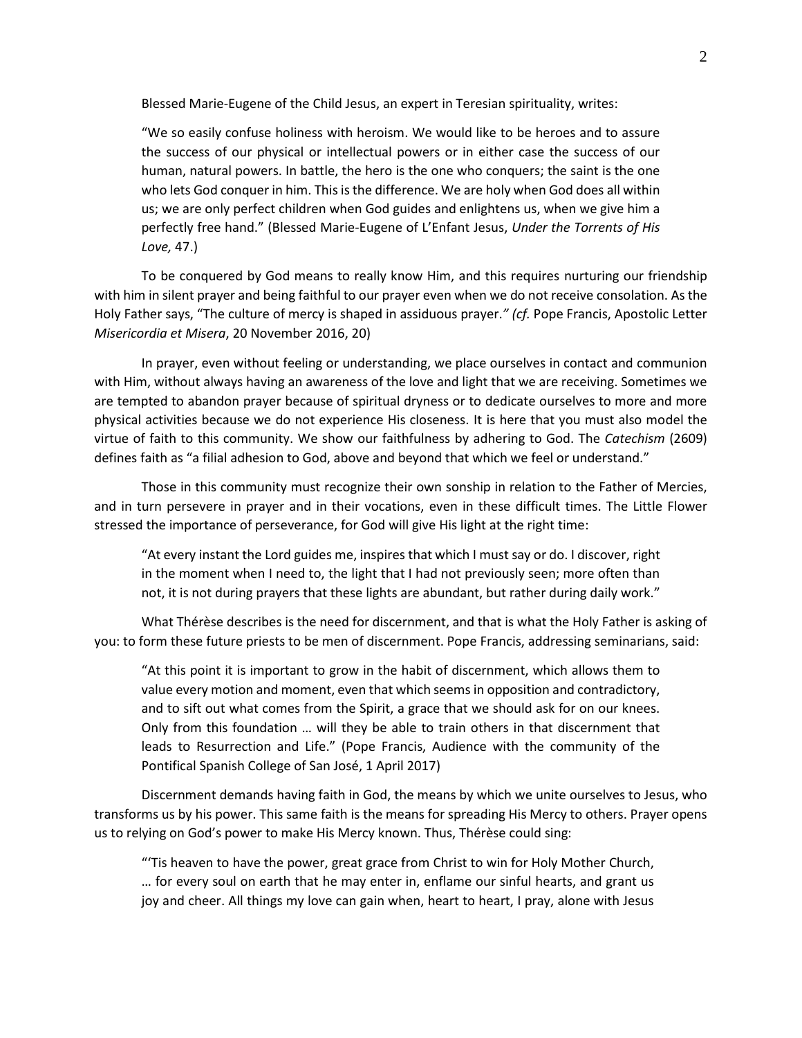Blessed Marie-Eugene of the Child Jesus, an expert in Teresian spirituality, writes:

> "We so easily confuse holiness with heroism. We would like to be heroes and to assure the success of our physical or intellectual powers or in either case the success of our human, natural powers. In battle, the hero is the one who conquers; the saint is the one who lets God conquer in him. This is the difference. We are holy when God does all within us; we are only perfect children when God guides and enlightens us, when we give him a perfectly free hand." (Blessed Marie-Eugene of L'Enfant Jesus, *Under the Torrents of His Love,* 47.)

To be conquered by God means to really know Him, and this requires nurturing our friendship with him in silent prayer and being faithful to our prayer even when we do not receive consolation. As the Holy Father says, "The culture of mercy is shaped in assiduous prayer.*" (cf.* Pope Francis, Apostolic Letter *Misericordia et Misera*, 20 November 2016, 20)

In prayer, even without feeling or understanding, we place ourselves in contact and communion with Him, without always having an awareness of the love and light that we are receiving. Sometimes we are tempted to abandon prayer because of spiritual dryness or to dedicate ourselves to more and more physical activities because we do not experience His closeness. It is here that you must also model the virtue of faith to this community. We show our faithfulness by adhering to God. The *Catechism* (2609) defines faith as "a filial adhesion to God, above and beyond that which we feel or understand."

Those in this community must recognize their own sonship in relation to the Father of Mercies, and in turn persevere in prayer and in their vocations, even in these difficult times. The Little Flower stressed the importance of perseverance, for God will give His light at the right time:

> "At every instant the Lord guides me, inspires that which I must say or do. I discover, right in the moment when I need to, the light that I had not previously seen; more often than not, it is not during prayers that these lights are abundant, but rather during daily work."

What Thérèse describes is the need for discernment, and that is what the Holy Father is asking of you: to form these future priests to be men of discernment. Pope Francis, addressing seminarians, said:

> "At this point it is important to grow in the habit of discernment, which allows them to value every motion and moment, even that which seems in opposition and contradictory, and to sift out what comes from the Spirit, a grace that we should ask for on our knees. Only from this foundation … will they be able to train others in that discernment that leads to Resurrection and Life." (Pope Francis, Audience with the community of the Pontifical Spanish College of San José, 1 April 2017)

Discernment demands having faith in God, the means by which we unite ourselves to Jesus, who transforms us by his power. This same faith is the means for spreading His Mercy to others. Prayer opens us to relying on God's power to make His Mercy known. Thus, Thérèse could sing:

> "'Tis heaven to have the power, great grace from Christ to win for Holy Mother Church, … for every soul on earth that he may enter in, enflame our sinful hearts, and grant us joy and cheer. All things my love can gain when, heart to heart, I pray, alone with Jesus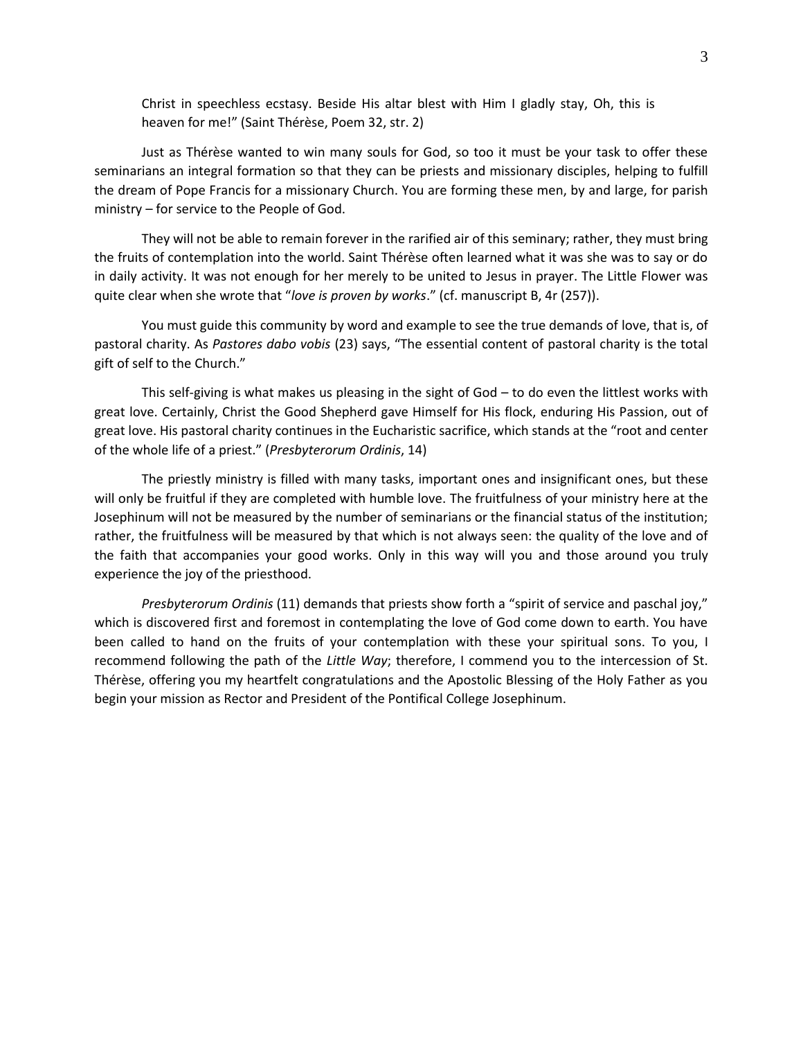> Christ in speechless ecstasy. Beside His altar blest with Him I gladly stay, Oh, this is heaven for me!" (Saint Thérèse, Poem 32, str. 2)

Just as Thérèse wanted to win many souls for God, so too it must be your task to offer these seminarians an integral formation so that they can be priests and missionary disciples, helping to fulfill the dream of Pope Francis for a missionary Church. You are forming these men, by and large, for parish ministry – for service to the People of God.

They will not be able to remain forever in the rarified air of this seminary; rather, they must bring the fruits of contemplation into the world. Saint Thérèse often learned what it was she was to say or do in daily activity. It was not enough for her merely to be united to Jesus in prayer. The Little Flower was quite clear when she wrote that "*love is proven by works*." (cf. manuscript B, 4r (257)).

You must guide this community by word and example to see the true demands of love, that is, of pastoral charity. As *Pastores dabo vobis* (23) says, "The essential content of pastoral charity is the total gift of self to the Church."

This self-giving is what makes us pleasing in the sight of God – to do even the littlest works with great love. Certainly, Christ the Good Shepherd gave Himself for His flock, enduring His Passion, out of great love. His pastoral charity continues in the Eucharistic sacrifice, which stands at the "root and center of the whole life of a priest." (*Presbyterorum Ordinis*, 14)

The priestly ministry is filled with many tasks, important ones and insignificant ones, but these will only be fruitful if they are completed with humble love. The fruitfulness of your ministry here at the Josephinum will not be measured by the number of seminarians or the financial status of the institution; rather, the fruitfulness will be measured by that which is not always seen: the quality of the love and of the faith that accompanies your good works. Only in this way will you and those around you truly experience the joy of the priesthood.

*Presbyterorum Ordinis* (11) demands that priests show forth a "spirit of service and paschal joy," which is discovered first and foremost in contemplating the love of God come down to earth. You have been called to hand on the fruits of your contemplation with these your spiritual sons. To you, I recommend following the path of the *Little Way*; therefore, I commend you to the intercession of St. Thérèse, offering you my heartfelt congratulations and the Apostolic Blessing of the Holy Father as you begin your mission as Rector and President of the Pontifical College Josephinum.